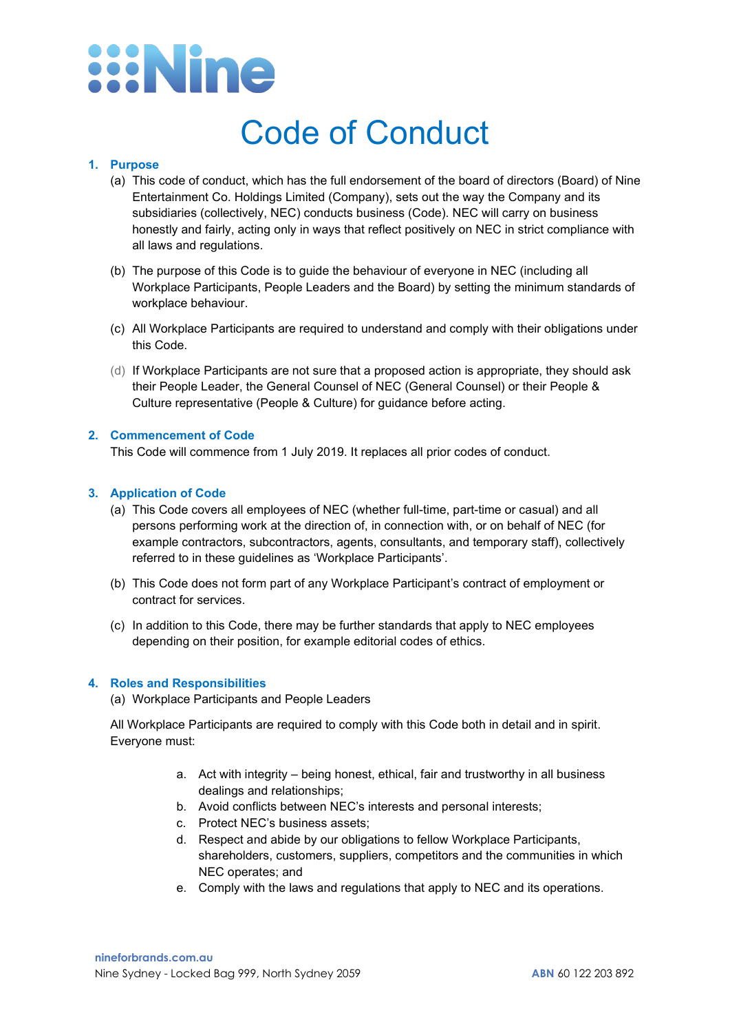# Code of Conduct

## 1. Purpose

(a) This code of conduct, which has the full endorsement of the board of directors (Board) of Nine Entertainment Co. Holdings Limited (Company), sets out the way the Company and its subsidiaries (collectively, NEC) conducts business (Code). NEC will carry on business honestly and fairly, acting only in ways that reflect positively on NEC in strict compliance with all laws and regulations.

(b) The purpose of this Code is to guide the behaviour of everyone in NEC (including all Workplace Participants, People Leaders and the Board) by setting the minimum standards of workplace behaviour.

(c) All Workplace Participants are required to understand and comply with their obligations under this Code.

(d) If Workplace Participants are not sure that a proposed action is appropriate, they should ask their People Leader, the General Counsel of NEC (General Counsel) or their People & Culture representative (People & Culture) for guidance before acting.

## 2. Commencement of Code

This Code will commence from 1 July 2019. It replaces all prior codes of conduct.

## 3. Application of Code

(a) This Code covers all employees of NEC (whether full-time, part-time or casual) and all persons performing work at the direction of, in connection with, or on behalf of NEC (for example contractors, subcontractors, agents, consultants, and temporary staff), collectively referred to in these guidelines as 'Workplace Participants'.

(b) This Code does not form part of any Workplace Participant's contract of employment or contract for services.

(c) In addition to this Code, there may be further standards that apply to NEC employees depending on their position, for example editorial codes of ethics.

## 4. Roles and Responsibilities

(a) Workplace Participants and People Leaders

All Workplace Participants are required to comply with this Code both in detail and in spirit. Everyone must:

a. Act with integrity – being honest, ethical, fair and trustworthy in all business dealings and relationships;
b. Avoid conflicts between NEC's interests and personal interests;
c. Protect NEC's business assets;
d. Respect and abide by our obligations to fellow Workplace Participants, shareholders, customers, suppliers, competitors and the communities in which NEC operates; and
e. Comply with the laws and regulations that apply to NEC and its operations.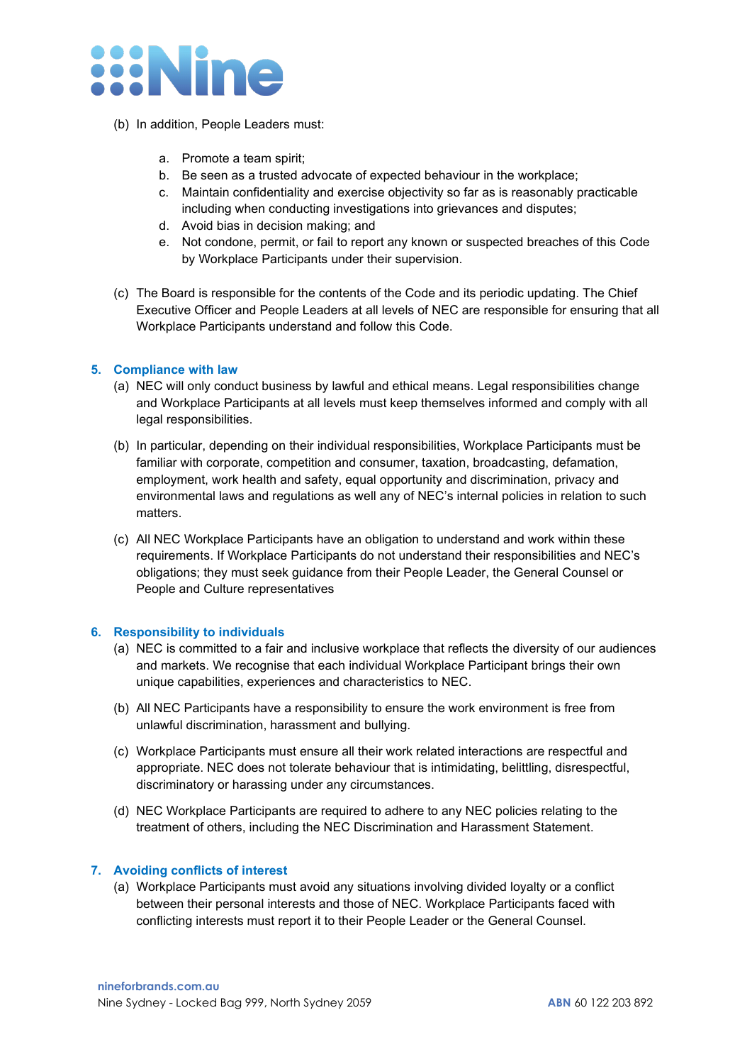(b) In addition, People Leaders must:

   a. Promote a team spirit;
   b. Be seen as a trusted advocate of expected behaviour in the workplace;
   c. Maintain confidentiality and exercise objectivity so far as is reasonably practicable including when conducting investigations into grievances and disputes;
   d. Avoid bias in decision making; and
   e. Not condone, permit, or fail to report any known or suspected breaches of this Code by Workplace Participants under their supervision.

(c) The Board is responsible for the contents of the Code and its periodic updating. The Chief Executive Officer and People Leaders at all levels of NEC are responsible for ensuring that all Workplace Participants understand and follow this Code.

## 5. Compliance with law

(a) NEC will only conduct business by lawful and ethical means. Legal responsibilities change and Workplace Participants at all levels must keep themselves informed and comply with all legal responsibilities.

(b) In particular, depending on their individual responsibilities, Workplace Participants must be familiar with corporate, competition and consumer, taxation, broadcasting, defamation, employment, work health and safety, equal opportunity and discrimination, privacy and environmental laws and regulations as well any of NEC's internal policies in relation to such matters.

(c) All NEC Workplace Participants have an obligation to understand and work within these requirements. If Workplace Participants do not understand their responsibilities and NEC's obligations; they must seek guidance from their People Leader, the General Counsel or People and Culture representatives

## 6. Responsibility to individuals

(a) NEC is committed to a fair and inclusive workplace that reflects the diversity of our audiences and markets. We recognise that each individual Workplace Participant brings their own unique capabilities, experiences and characteristics to NEC.

(b) All NEC Participants have a responsibility to ensure the work environment is free from unlawful discrimination, harassment and bullying.

(c) Workplace Participants must ensure all their work related interactions are respectful and appropriate. NEC does not tolerate behaviour that is intimidating, belittling, disrespectful, discriminatory or harassing under any circumstances.

(d) NEC Workplace Participants are required to adhere to any NEC policies relating to the treatment of others, including the NEC Discrimination and Harassment Statement.

## 7. Avoiding conflicts of interest

(a) Workplace Participants must avoid any situations involving divided loyalty or a conflict between their personal interests and those of NEC. Workplace Participants faced with conflicting interests must report it to their People Leader or the General Counsel.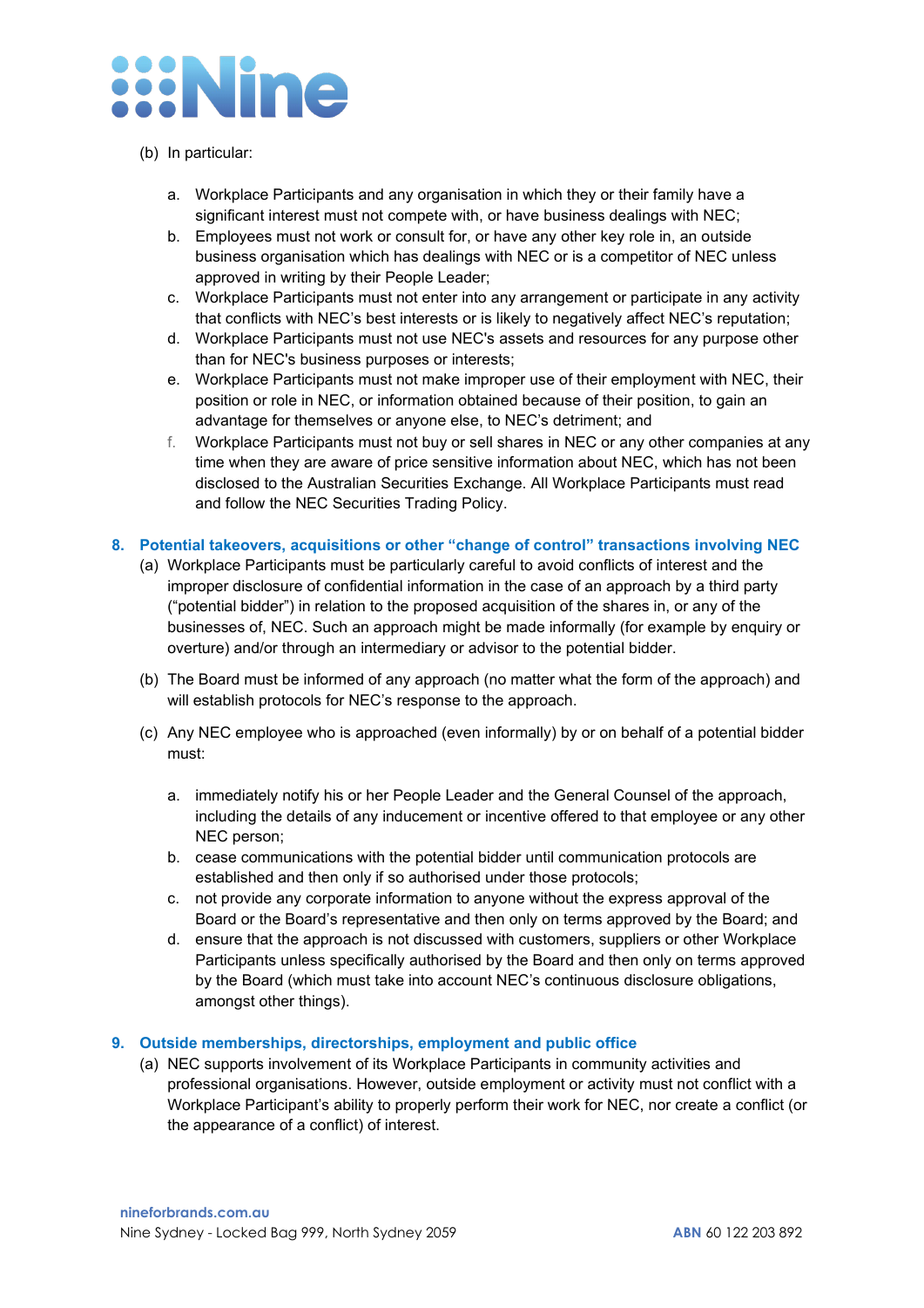(b) In particular:

a. Workplace Participants and any organisation in which they or their family have a significant interest must not compete with, or have business dealings with NEC;
b. Employees must not work or consult for, or have any other key role in, an outside business organisation which has dealings with NEC or is a competitor of NEC unless approved in writing by their People Leader;
c. Workplace Participants must not enter into any arrangement or participate in any activity that conflicts with NEC's best interests or is likely to negatively affect NEC's reputation;
d. Workplace Participants must not use NEC's assets and resources for any purpose other than for NEC's business purposes or interests;
e. Workplace Participants must not make improper use of their employment with NEC, their position or role in NEC, or information obtained because of their position, to gain an advantage for themselves or anyone else, to NEC's detriment; and
f. Workplace Participants must not buy or sell shares in NEC or any other companies at any time when they are aware of price sensitive information about NEC, which has not been disclosed to the Australian Securities Exchange. All Workplace Participants must read and follow the NEC Securities Trading Policy.

## 8. Potential takeovers, acquisitions or other "change of control" transactions involving NEC

(a) Workplace Participants must be particularly careful to avoid conflicts of interest and the improper disclosure of confidential information in the case of an approach by a third party ("potential bidder") in relation to the proposed acquisition of the shares in, or any of the businesses of, NEC. Such an approach might be made informally (for example by enquiry or overture) and/or through an intermediary or advisor to the potential bidder.

(b) The Board must be informed of any approach (no matter what the form of the approach) and will establish protocols for NEC's response to the approach.

(c) Any NEC employee who is approached (even informally) by or on behalf of a potential bidder must:

a. immediately notify his or her People Leader and the General Counsel of the approach, including the details of any inducement or incentive offered to that employee or any other NEC person;
b. cease communications with the potential bidder until communication protocols are established and then only if so authorised under those protocols;
c. not provide any corporate information to anyone without the express approval of the Board or the Board's representative and then only on terms approved by the Board; and
d. ensure that the approach is not discussed with customers, suppliers or other Workplace Participants unless specifically authorised by the Board and then only on terms approved by the Board (which must take into account NEC's continuous disclosure obligations, amongst other things).

## 9. Outside memberships, directorships, employment and public office

(a) NEC supports involvement of its Workplace Participants in community activities and professional organisations. However, outside employment or activity must not conflict with a Workplace Participant's ability to properly perform their work for NEC, nor create a conflict (or the appearance of a conflict) of interest.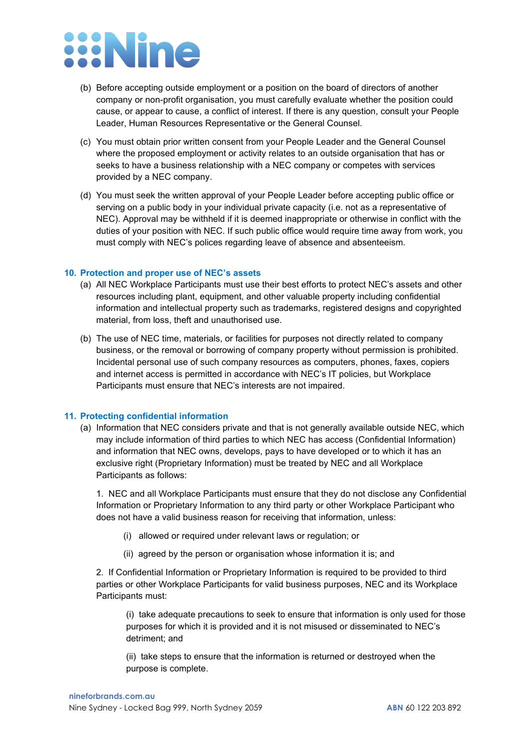(b) Before accepting outside employment or a position on the board of directors of another company or non-profit organisation, you must carefully evaluate whether the position could cause, or appear to cause, a conflict of interest. If there is any question, consult your People Leader, Human Resources Representative or the General Counsel.

(c) You must obtain prior written consent from your People Leader and the General Counsel where the proposed employment or activity relates to an outside organisation that has or seeks to have a business relationship with a NEC company or competes with services provided by a NEC company.

(d) You must seek the written approval of your People Leader before accepting public office or serving on a public body in your individual private capacity (i.e. not as a representative of NEC). Approval may be withheld if it is deemed inappropriate or otherwise in conflict with the duties of your position with NEC. If such public office would require time away from work, you must comply with NEC's polices regarding leave of absence and absenteeism.

## 10. Protection and proper use of NEC's assets

(a) All NEC Workplace Participants must use their best efforts to protect NEC's assets and other resources including plant, equipment, and other valuable property including confidential information and intellectual property such as trademarks, registered designs and copyrighted material, from loss, theft and unauthorised use.

(b) The use of NEC time, materials, or facilities for purposes not directly related to company business, or the removal or borrowing of company property without permission is prohibited. Incidental personal use of such company resources as computers, phones, faxes, copiers and internet access is permitted in accordance with NEC's IT policies, but Workplace Participants must ensure that NEC's interests are not impaired.

## 11. Protecting confidential information

(a) Information that NEC considers private and that is not generally available outside NEC, which may include information of third parties to which NEC has access (Confidential Information) and information that NEC owns, develops, pays to have developed or to which it has an exclusive right (Proprietary Information) must be treated by NEC and all Workplace Participants as follows:

1. NEC and all Workplace Participants must ensure that they do not disclose any Confidential Information or Proprietary Information to any third party or other Workplace Participant who does not have a valid business reason for receiving that information, unless:

   (i) allowed or required under relevant laws or regulation; or

   (ii) agreed by the person or organisation whose information it is; and

2. If Confidential Information or Proprietary Information is required to be provided to third parties or other Workplace Participants for valid business purposes, NEC and its Workplace Participants must:

   (i) take adequate precautions to seek to ensure that information is only used for those purposes for which it is provided and it is not misused or disseminated to NEC's detriment; and

   (ii) take steps to ensure that the information is returned or destroyed when the purpose is complete.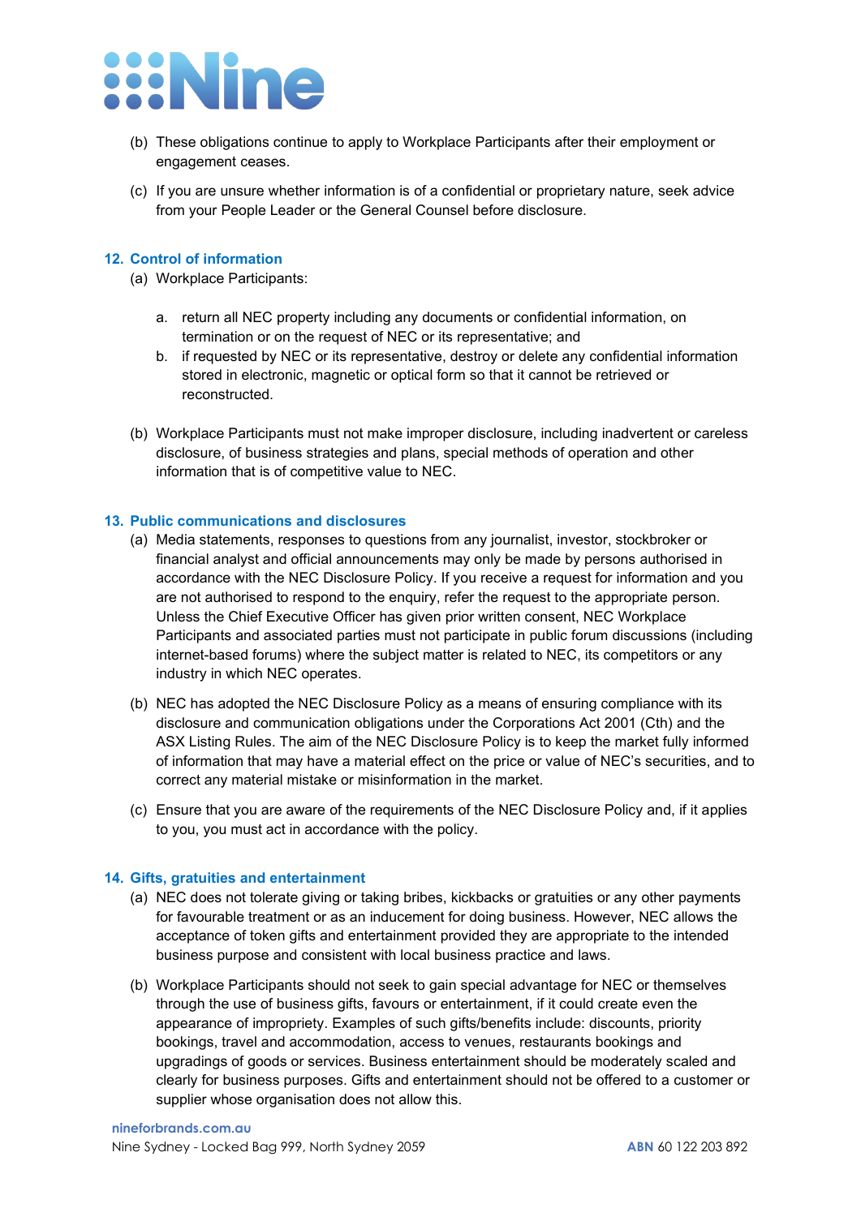(b) These obligations continue to apply to Workplace Participants after their employment or engagement ceases.

(c) If you are unsure whether information is of a confidential or proprietary nature, seek advice from your People Leader or the General Counsel before disclosure.

## 12. Control of information

(a) Workplace Participants:

a. return all NEC property including any documents or confidential information, on termination or on the request of NEC or its representative; and

b. if requested by NEC or its representative, destroy or delete any confidential information stored in electronic, magnetic or optical form so that it cannot be retrieved or reconstructed.

(b) Workplace Participants must not make improper disclosure, including inadvertent or careless disclosure, of business strategies and plans, special methods of operation and other information that is of competitive value to NEC.

## 13. Public communications and disclosures

(a) Media statements, responses to questions from any journalist, investor, stockbroker or financial analyst and official announcements may only be made by persons authorised in accordance with the NEC Disclosure Policy. If you receive a request for information and you are not authorised to respond to the enquiry, refer the request to the appropriate person. Unless the Chief Executive Officer has given prior written consent, NEC Workplace Participants and associated parties must not participate in public forum discussions (including internet-based forums) where the subject matter is related to NEC, its competitors or any industry in which NEC operates.

(b) NEC has adopted the NEC Disclosure Policy as a means of ensuring compliance with its disclosure and communication obligations under the Corporations Act 2001 (Cth) and the ASX Listing Rules. The aim of the NEC Disclosure Policy is to keep the market fully informed of information that may have a material effect on the price or value of NEC's securities, and to correct any material mistake or misinformation in the market.

(c) Ensure that you are aware of the requirements of the NEC Disclosure Policy and, if it applies to you, you must act in accordance with the policy.

## 14. Gifts, gratuities and entertainment

(a) NEC does not tolerate giving or taking bribes, kickbacks or gratuities or any other payments for favourable treatment or as an inducement for doing business. However, NEC allows the acceptance of token gifts and entertainment provided they are appropriate to the intended business purpose and consistent with local business practice and laws.

(b) Workplace Participants should not seek to gain special advantage for NEC or themselves through the use of business gifts, favours or entertainment, if it could create even the appearance of impropriety. Examples of such gifts/benefits include: discounts, priority bookings, travel and accommodation, access to venues, restaurants bookings and upgradings of goods or services. Business entertainment should be moderately scaled and clearly for business purposes. Gifts and entertainment should not be offered to a customer or supplier whose organisation does not allow this.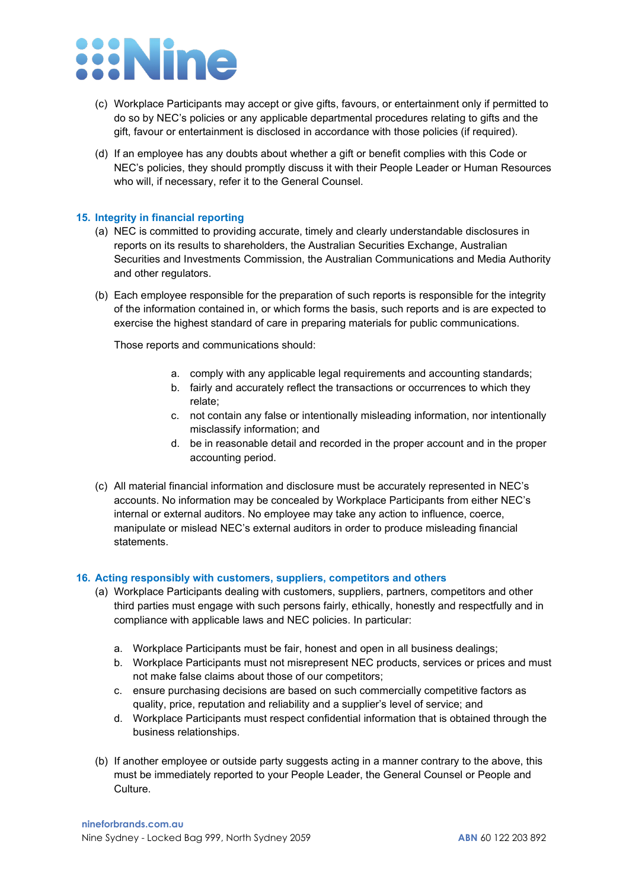(c) Workplace Participants may accept or give gifts, favours, or entertainment only if permitted to do so by NEC's policies or any applicable departmental procedures relating to gifts and the gift, favour or entertainment is disclosed in accordance with those policies (if required).

(d) If an employee has any doubts about whether a gift or benefit complies with this Code or NEC's policies, they should promptly discuss it with their People Leader or Human Resources who will, if necessary, refer it to the General Counsel.

## 15. Integrity in financial reporting

(a) NEC is committed to providing accurate, timely and clearly understandable disclosures in reports on its results to shareholders, the Australian Securities Exchange, Australian Securities and Investments Commission, the Australian Communications and Media Authority and other regulators.

(b) Each employee responsible for the preparation of such reports is responsible for the integrity of the information contained in, or which forms the basis, such reports and is are expected to exercise the highest standard of care in preparing materials for public communications.

Those reports and communications should:

a. comply with any applicable legal requirements and accounting standards;
b. fairly and accurately reflect the transactions or occurrences to which they relate;
c. not contain any false or intentionally misleading information, nor intentionally misclassify information; and
d. be in reasonable detail and recorded in the proper account and in the proper accounting period.

(c) All material financial information and disclosure must be accurately represented in NEC's accounts. No information may be concealed by Workplace Participants from either NEC's internal or external auditors. No employee may take any action to influence, coerce, manipulate or mislead NEC's external auditors in order to produce misleading financial statements.

## 16. Acting responsibly with customers, suppliers, competitors and others

(a) Workplace Participants dealing with customers, suppliers, partners, competitors and other third parties must engage with such persons fairly, ethically, honestly and respectfully and in compliance with applicable laws and NEC policies. In particular:

a. Workplace Participants must be fair, honest and open in all business dealings;
b. Workplace Participants must not misrepresent NEC products, services or prices and must not make false claims about those of our competitors;
c. ensure purchasing decisions are based on such commercially competitive factors as quality, price, reputation and reliability and a supplier's level of service; and
d. Workplace Participants must respect confidential information that is obtained through the business relationships.

(b) If another employee or outside party suggests acting in a manner contrary to the above, this must be immediately reported to your People Leader, the General Counsel or People and Culture.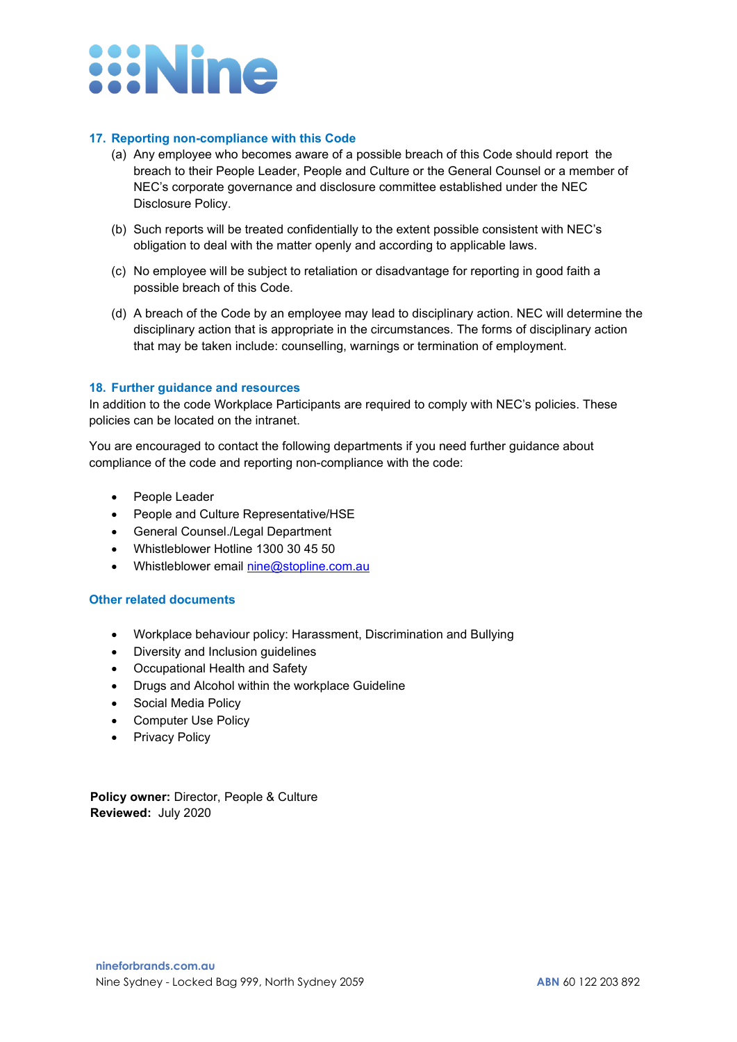## 17. Reporting non-compliance with this Code

(a) Any employee who becomes aware of a possible breach of this Code should report the breach to their People Leader, People and Culture or the General Counsel or a member of NEC's corporate governance and disclosure committee established under the NEC Disclosure Policy.

(b) Such reports will be treated confidentially to the extent possible consistent with NEC's obligation to deal with the matter openly and according to applicable laws.

(c) No employee will be subject to retaliation or disadvantage for reporting in good faith a possible breach of this Code.

(d) A breach of the Code by an employee may lead to disciplinary action. NEC will determine the disciplinary action that is appropriate in the circumstances. The forms of disciplinary action that may be taken include: counselling, warnings or termination of employment.

## 18. Further guidance and resources

In addition to the code Workplace Participants are required to comply with NEC's policies. These policies can be located on the intranet.

You are encouraged to contact the following departments if you need further guidance about compliance of the code and reporting non-compliance with the code:

- People Leader
- People and Culture Representative/HSE
- General Counsel./Legal Department
- Whistleblower Hotline 1300 30 45 50
- Whistleblower email nine@stopline.com.au

### Other related documents

- Workplace behaviour policy: Harassment, Discrimination and Bullying
- Diversity and Inclusion guidelines
- Occupational Health and Safety
- Drugs and Alcohol within the workplace Guideline
- Social Media Policy
- Computer Use Policy
- Privacy Policy

**Policy owner:** Director, People & Culture
**Reviewed:** July 2020